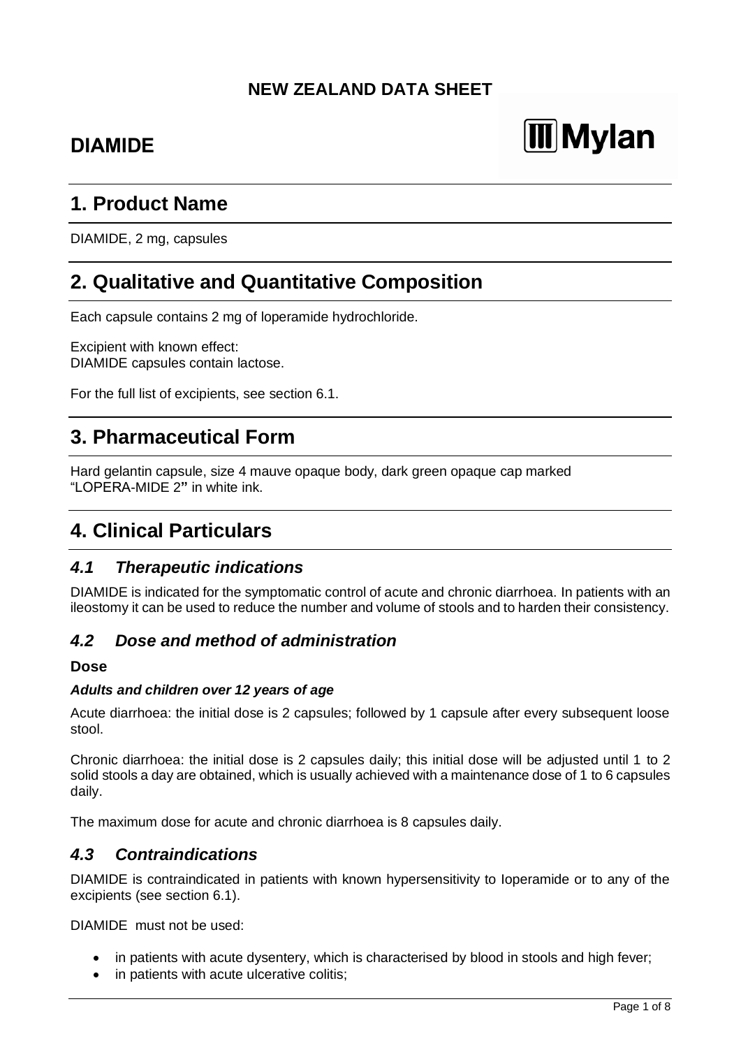**NEW ZEALAND DATA SHEET**

# DIAMIDE

Mylan

## 1. Product Name

DIAMIDE, 2 mg, capsules

## 2. Qualitative and Quantitative Composition

Each capsule contains 2 mg of loperamide hydrochloride.

Excipient with known effect:
DIAMIDE capsules contain lactose.

For the full list of excipients, see section 6.1.

## 3. Pharmaceutical Form

Hard gelantin capsule, size 4 mauve opaque body, dark green opaque cap marked "LOPERA-MIDE 2**"** in white ink.

## 4. Clinical Particulars

### *4.1 Therapeutic indications*

DIAMIDE is indicated for the symptomatic control of acute and chronic diarrhoea. In patients with an ileostomy it can be used to reduce the number and volume of stools and to harden their consistency.

### *4.2 Dose and method of administration*

**Dose**

***Adults and children over 12 years of age***

Acute diarrhoea: the initial dose is 2 capsules; followed by 1 capsule after every subsequent loose stool.

Chronic diarrhoea: the initial dose is 2 capsules daily; this initial dose will be adjusted until 1 to 2 solid stools a day are obtained, which is usually achieved with a maintenance dose of 1 to 6 capsules daily.

The maximum dose for acute and chronic diarrhoea is 8 capsules daily.

### *4.3 Contraindications*

DIAMIDE is contraindicated in patients with known hypersensitivity to Ioperamide or to any of the excipients (see section 6.1).

DIAMIDE must not be used:

- in patients with acute dysentery, which is characterised by blood in stools and high fever;
- in patients with acute ulcerative colitis;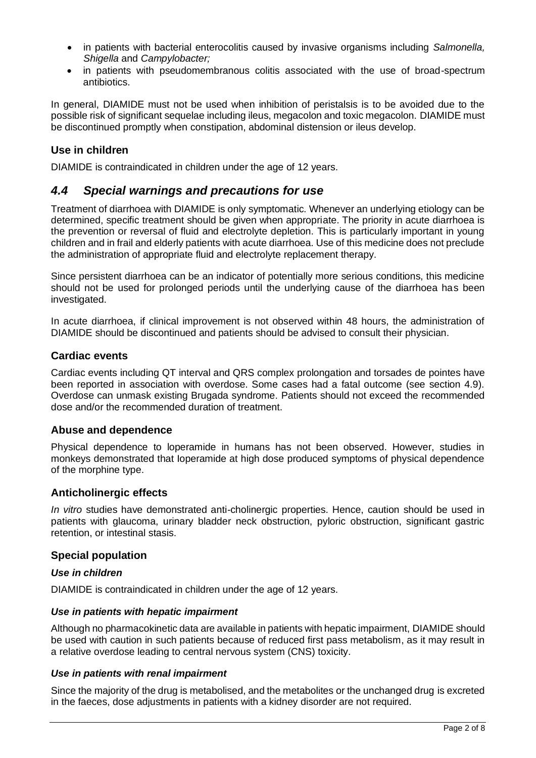- in patients with bacterial enterocolitis caused by invasive organisms including *Salmonella, Shigella* and *Campylobacter;*
- in patients with pseudomembranous colitis associated with the use of broad-spectrum antibiotics.

In general, DIAMIDE must not be used when inhibition of peristalsis is to be avoided due to the possible risk of significant sequelae including ileus, megacolon and toxic megacolon. DIAMIDE must be discontinued promptly when constipation, abdominal distension or ileus develop.

### Use in children

DIAMIDE is contraindicated in children under the age of 12 years.

## *4.4 Special warnings and precautions for use*

Treatment of diarrhoea with DIAMIDE is only symptomatic. Whenever an underlying etiology can be determined, specific treatment should be given when appropriate. The priority in acute diarrhoea is the prevention or reversal of fluid and electrolyte depletion. This is particularly important in young children and in frail and elderly patients with acute diarrhoea. Use of this medicine does not preclude the administration of appropriate fluid and electrolyte replacement therapy.

Since persistent diarrhoea can be an indicator of potentially more serious conditions, this medicine should not be used for prolonged periods until the underlying cause of the diarrhoea has been investigated.

In acute diarrhoea, if clinical improvement is not observed within 48 hours, the administration of DIAMIDE should be discontinued and patients should be advised to consult their physician.

### Cardiac events

Cardiac events including QT interval and QRS complex prolongation and torsades de pointes have been reported in association with overdose. Some cases had a fatal outcome (see section 4.9). Overdose can unmask existing Brugada syndrome. Patients should not exceed the recommended dose and/or the recommended duration of treatment.

### Abuse and dependence

Physical dependence to loperamide in humans has not been observed. However, studies in monkeys demonstrated that loperamide at high dose produced symptoms of physical dependence of the morphine type.

### Anticholinergic effects

*In vitro* studies have demonstrated anti-cholinergic properties. Hence, caution should be used in patients with glaucoma, urinary bladder neck obstruction, pyloric obstruction, significant gastric retention, or intestinal stasis.

### Special population

#### *Use in children*

DIAMIDE is contraindicated in children under the age of 12 years.

#### *Use in patients with hepatic impairment*

Although no pharmacokinetic data are available in patients with hepatic impairment, DIAMIDE should be used with caution in such patients because of reduced first pass metabolism, as it may result in a relative overdose leading to central nervous system (CNS) toxicity.

#### *Use in patients with renal impairment*

Since the majority of the drug is metabolised, and the metabolites or the unchanged drug is excreted in the faeces, dose adjustments in patients with a kidney disorder are not required.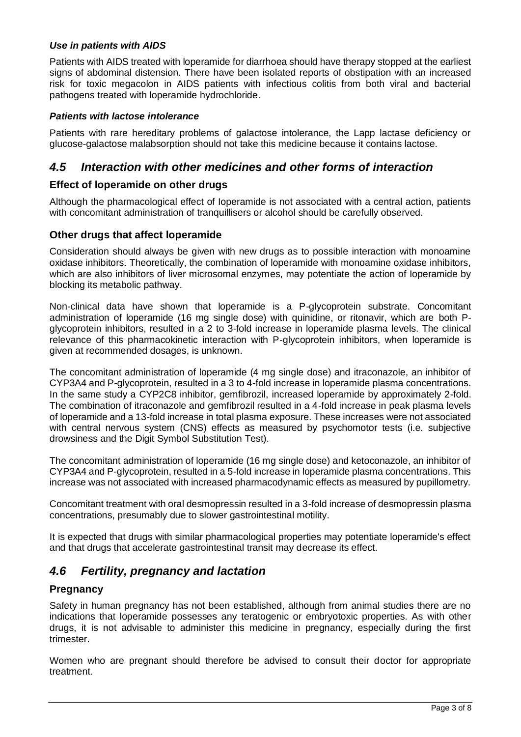#### *Use in patients with AIDS*

Patients with AIDS treated with loperamide for diarrhoea should have therapy stopped at the earliest signs of abdominal distension. There have been isolated reports of obstipation with an increased risk for toxic megacolon in AIDS patients with infectious colitis from both viral and bacterial pathogens treated with loperamide hydrochloride.

#### *Patients with lactose intolerance*

Patients with rare hereditary problems of galactose intolerance, the Lapp lactase deficiency or glucose-galactose malabsorption should not take this medicine because it contains lactose.

## *4.5 Interaction with other medicines and other forms of interaction*

### Effect of loperamide on other drugs

Although the pharmacological effect of loperamide is not associated with a central action, patients with concomitant administration of tranquillisers or alcohol should be carefully observed.

### Other drugs that affect loperamide

Consideration should always be given with new drugs as to possible interaction with monoamine oxidase inhibitors. Theoretically, the combination of loperamide with monoamine oxidase inhibitors, which are also inhibitors of liver microsomal enzymes, may potentiate the action of loperamide by blocking its metabolic pathway.

Non-clinical data have shown that loperamide is a P-glycoprotein substrate. Concomitant administration of loperamide (16 mg single dose) with quinidine, or ritonavir, which are both P-glycoprotein inhibitors, resulted in a 2 to 3-fold increase in loperamide plasma levels. The clinical relevance of this pharmacokinetic interaction with P-glycoprotein inhibitors, when loperamide is given at recommended dosages, is unknown.

The concomitant administration of loperamide (4 mg single dose) and itraconazole, an inhibitor of CYP3A4 and P-glycoprotein, resulted in a 3 to 4-fold increase in loperamide plasma concentrations. In the same study a CYP2C8 inhibitor, gemfibrozil, increased loperamide by approximately 2-fold. The combination of itraconazole and gemfibrozil resulted in a 4-fold increase in peak plasma levels of loperamide and a 13-fold increase in total plasma exposure. These increases were not associated with central nervous system (CNS) effects as measured by psychomotor tests (i.e. subjective drowsiness and the Digit Symbol Substitution Test).

The concomitant administration of loperamide (16 mg single dose) and ketoconazole, an inhibitor of CYP3A4 and P-glycoprotein, resulted in a 5-fold increase in loperamide plasma concentrations. This increase was not associated with increased pharmacodynamic effects as measured by pupillometry.

Concomitant treatment with oral desmopressin resulted in a 3-fold increase of desmopressin plasma concentrations, presumably due to slower gastrointestinal motility.

It is expected that drugs with similar pharmacological properties may potentiate loperamide's effect and that drugs that accelerate gastrointestinal transit may decrease its effect.

## *4.6 Fertility, pregnancy and lactation*

### Pregnancy

Safety in human pregnancy has not been established, although from animal studies there are no indications that loperamide possesses any teratogenic or embryotoxic properties. As with other drugs, it is not advisable to administer this medicine in pregnancy, especially during the first trimester.

Women who are pregnant should therefore be advised to consult their doctor for appropriate treatment.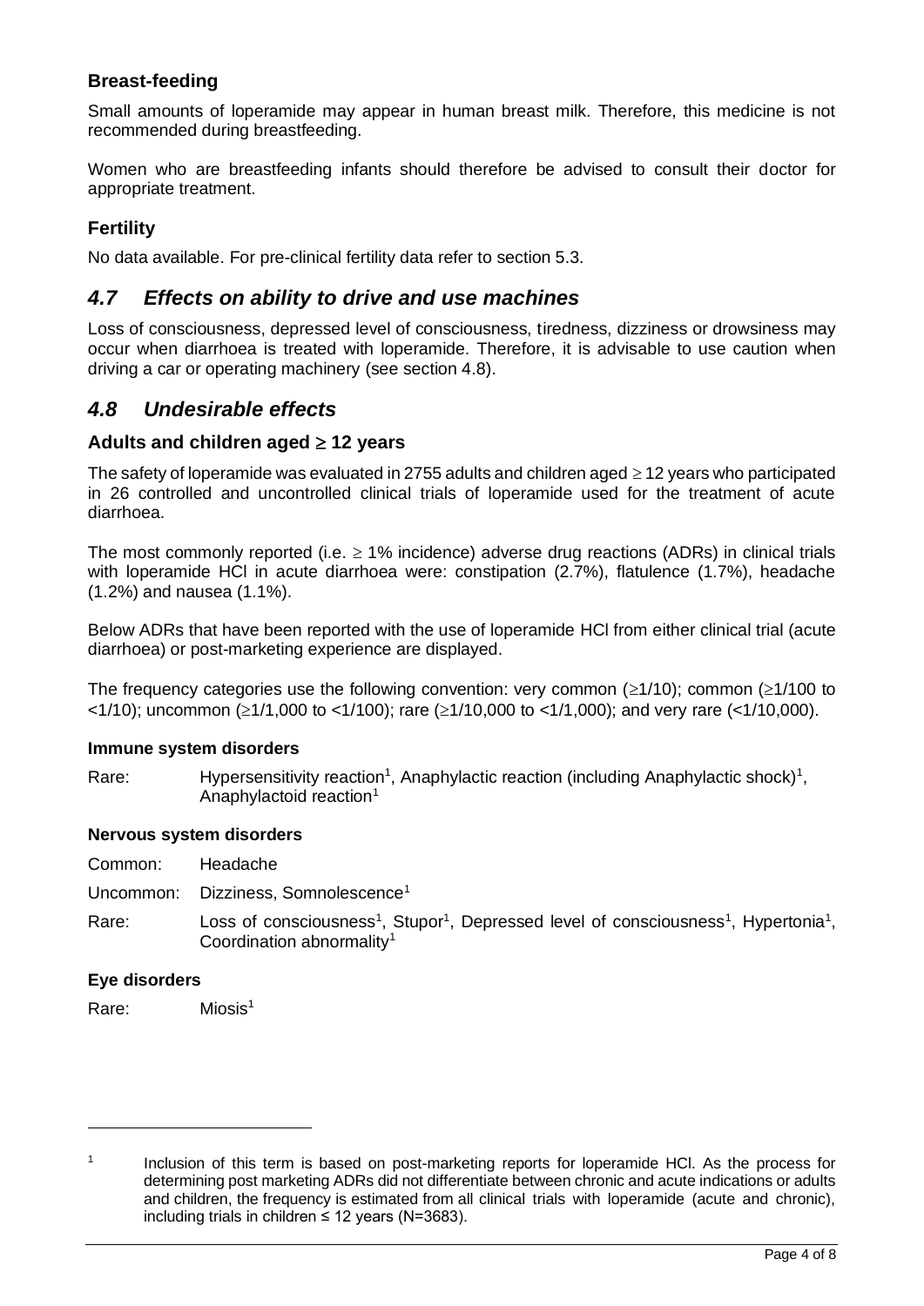### Breast-feeding

Small amounts of loperamide may appear in human breast milk. Therefore, this medicine is not recommended during breastfeeding.

Women who are breastfeeding infants should therefore be advised to consult their doctor for appropriate treatment.

### Fertility

No data available. For pre-clinical fertility data refer to section 5.3.

## *4.7 Effects on ability to drive and use machines*

Loss of consciousness, depressed level of consciousness, tiredness, dizziness or drowsiness may occur when diarrhoea is treated with loperamide. Therefore, it is advisable to use caution when driving a car or operating machinery (see section 4.8).

## *4.8 Undesirable effects*

### Adults and children aged ≥ 12 years

The safety of loperamide was evaluated in 2755 adults and children aged ≥ 12 years who participated in 26 controlled and uncontrolled clinical trials of loperamide used for the treatment of acute diarrhoea.

The most commonly reported (i.e. ≥ 1% incidence) adverse drug reactions (ADRs) in clinical trials with loperamide HCl in acute diarrhoea were: constipation (2.7%), flatulence (1.7%), headache (1.2%) and nausea (1.1%).

Below ADRs that have been reported with the use of loperamide HCl from either clinical trial (acute diarrhoea) or post-marketing experience are displayed.

The frequency categories use the following convention: very common (≥1/10); common (≥1/100 to <1/10); uncommon (≥1/1,000 to <1/100); rare (≥1/10,000 to <1/1,000); and very rare (<1/10,000).

**Immune system disorders**

Rare: Hypersensitivity reaction[1], Anaphylactic reaction (including Anaphylactic shock)[1], Anaphylactoid reaction[1]

**Nervous system disorders**

Common: Headache

Uncommon: Dizziness, Somnolescence[1]

Rare: Loss of consciousness[1], Stupor[1], Depressed level of consciousness[1], Hypertonia[1], Coordination abnormality[1]

**Eye disorders**

Rare: Miosis[1]

---

[1] Inclusion of this term is based on post-marketing reports for loperamide HCl. As the process for determining post marketing ADRs did not differentiate between chronic and acute indications or adults and children, the frequency is estimated from all clinical trials with loperamide (acute and chronic), including trials in children ≤ 12 years (N=3683).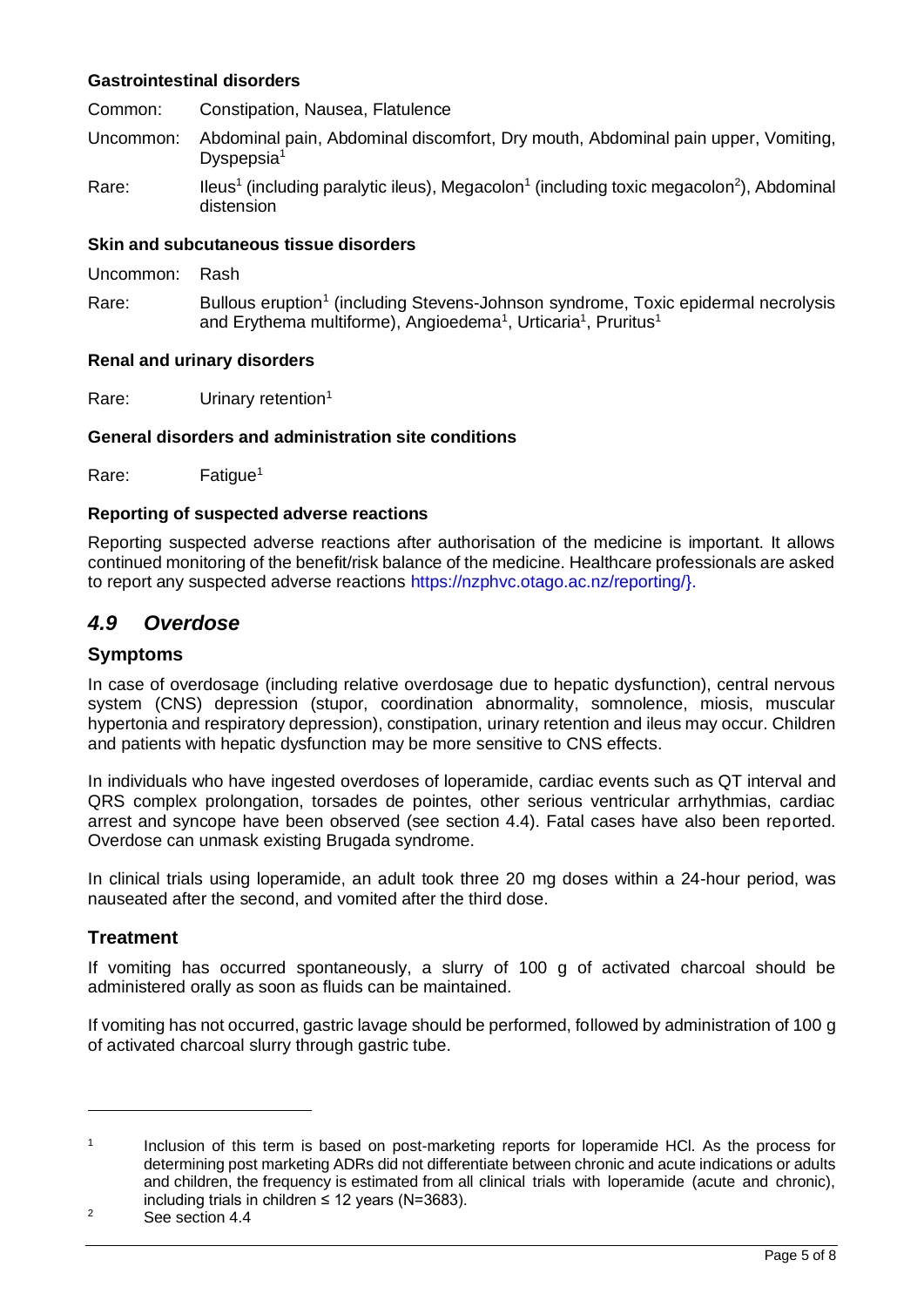**Gastrointestinal disorders**

Common: Constipation, Nausea, Flatulence

Uncommon: Abdominal pain, Abdominal discomfort, Dry mouth, Abdominal pain upper, Vomiting, Dyspepsia[1]

Rare: Ileus[1] (including paralytic ileus), Megacolon[1] (including toxic megacolon[2]), Abdominal distension

**Skin and subcutaneous tissue disorders**

Uncommon: Rash

Rare: Bullous eruption[1] (including Stevens-Johnson syndrome, Toxic epidermal necrolysis and Erythema multiforme), Angioedema[1], Urticaria[1], Pruritus[1]

**Renal and urinary disorders**

Rare: Urinary retention[1]

**General disorders and administration site conditions**

Rare: Fatigue[1]

**Reporting of suspected adverse reactions**

Reporting suspected adverse reactions after authorisation of the medicine is important. It allows continued monitoring of the benefit/risk balance of the medicine. Healthcare professionals are asked to report any suspected adverse reactions https://nzphvc.otago.ac.nz/reporting/}.

## *4.9 Overdose*

### Symptoms

In case of overdosage (including relative overdosage due to hepatic dysfunction), central nervous system (CNS) depression (stupor, coordination abnormality, somnolence, miosis, muscular hypertonia and respiratory depression), constipation, urinary retention and ileus may occur. Children and patients with hepatic dysfunction may be more sensitive to CNS effects.

In individuals who have ingested overdoses of loperamide, cardiac events such as QT interval and QRS complex prolongation, torsades de pointes, other serious ventricular arrhythmias, cardiac arrest and syncope have been observed (see section 4.4). Fatal cases have also been reported. Overdose can unmask existing Brugada syndrome.

In clinical trials using loperamide, an adult took three 20 mg doses within a 24-hour period, was nauseated after the second, and vomited after the third dose.

### Treatment

If vomiting has occurred spontaneously, a slurry of 100 g of activated charcoal should be administered orally as soon as fluids can be maintained.

If vomiting has not occurred, gastric lavage should be performed, followed by administration of 100 g of activated charcoal slurry through gastric tube.

---

[1] Inclusion of this term is based on post-marketing reports for loperamide HCl. As the process for determining post marketing ADRs did not differentiate between chronic and acute indications or adults and children, the frequency is estimated from all clinical trials with loperamide (acute and chronic), including trials in children ≤ 12 years (N=3683).

[2] See section 4.4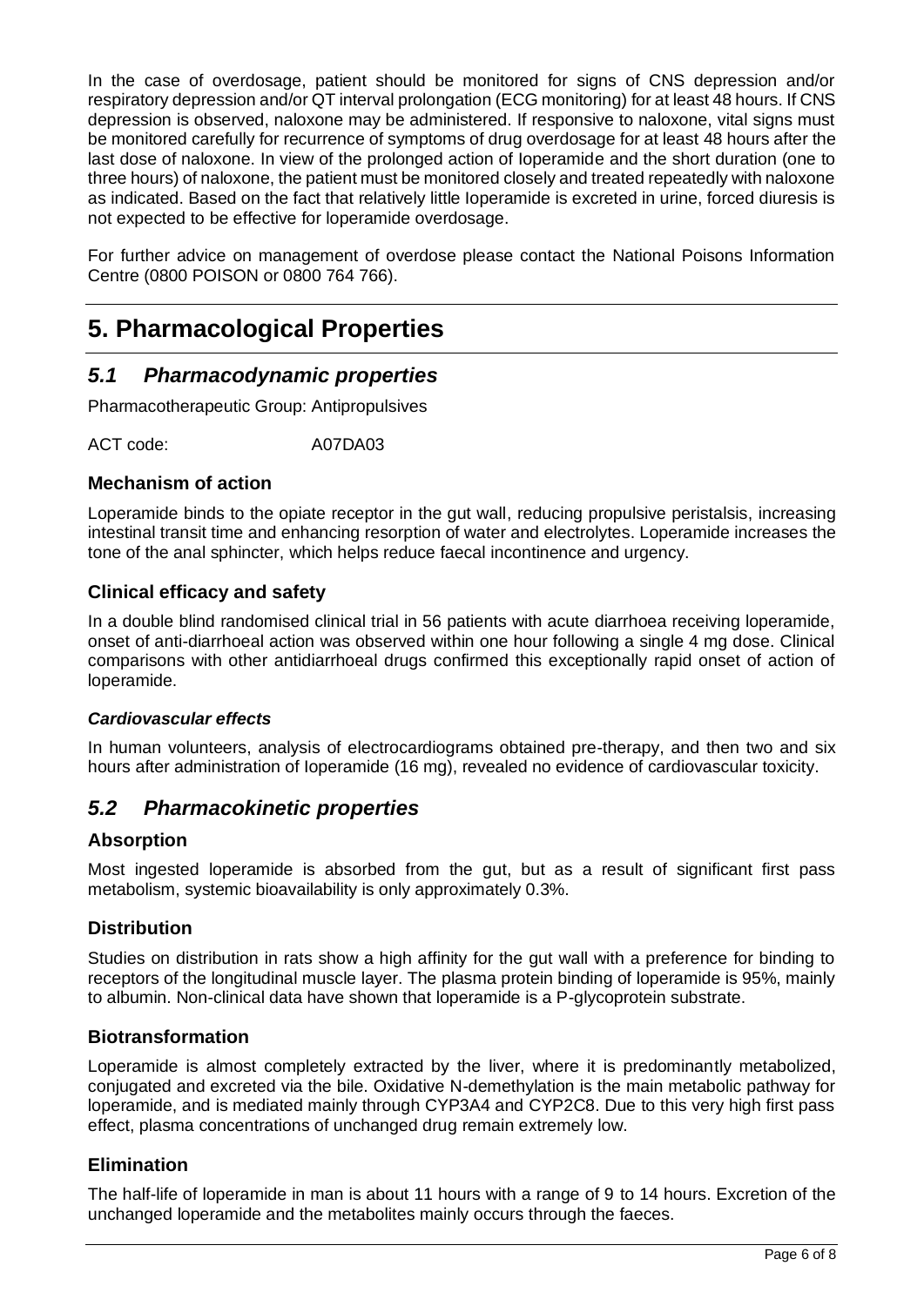In the case of overdosage, patient should be monitored for signs of CNS depression and/or respiratory depression and/or QT interval prolongation (ECG monitoring) for at least 48 hours. If CNS depression is observed, naloxone may be administered. If responsive to naloxone, vital signs must be monitored carefully for recurrence of symptoms of drug overdosage for at least 48 hours after the last dose of naloxone. In view of the prolonged action of Ioperamide and the short duration (one to three hours) of naloxone, the patient must be monitored closely and treated repeatedly with naloxone as indicated. Based on the fact that relatively little Ioperamide is excreted in urine, forced diuresis is not expected to be effective for loperamide overdosage.

For further advice on management of overdose please contact the National Poisons Information Centre (0800 POISON or 0800 764 766).

# 5. Pharmacological Properties

## *5.1 Pharmacodynamic properties*

Pharmacotherapeutic Group: Antipropulsives

ACT code: A07DA03

### Mechanism of action

Loperamide binds to the opiate receptor in the gut wall, reducing propulsive peristalsis, increasing intestinal transit time and enhancing resorption of water and electrolytes. Loperamide increases the tone of the anal sphincter, which helps reduce faecal incontinence and urgency.

### Clinical efficacy and safety

In a double blind randomised clinical trial in 56 patients with acute diarrhoea receiving loperamide, onset of anti-diarrhoeal action was observed within one hour following a single 4 mg dose. Clinical comparisons with other antidiarrhoeal drugs confirmed this exceptionally rapid onset of action of loperamide.

#### *Cardiovascular effects*

In human volunteers, analysis of electrocardiograms obtained pre-therapy, and then two and six hours after administration of Ioperamide (16 mg), revealed no evidence of cardiovascular toxicity.

## *5.2 Pharmacokinetic properties*

### Absorption

Most ingested loperamide is absorbed from the gut, but as a result of significant first pass metabolism, systemic bioavailability is only approximately 0.3%.

### Distribution

Studies on distribution in rats show a high affinity for the gut wall with a preference for binding to receptors of the longitudinal muscle layer. The plasma protein binding of loperamide is 95%, mainly to albumin. Non-clinical data have shown that loperamide is a P-glycoprotein substrate.

### Biotransformation

Loperamide is almost completely extracted by the liver, where it is predominantly metabolized, conjugated and excreted via the bile. Oxidative N-demethylation is the main metabolic pathway for loperamide, and is mediated mainly through CYP3A4 and CYP2C8. Due to this very high first pass effect, plasma concentrations of unchanged drug remain extremely low.

### Elimination

The half-life of loperamide in man is about 11 hours with a range of 9 to 14 hours. Excretion of the unchanged loperamide and the metabolites mainly occurs through the faeces.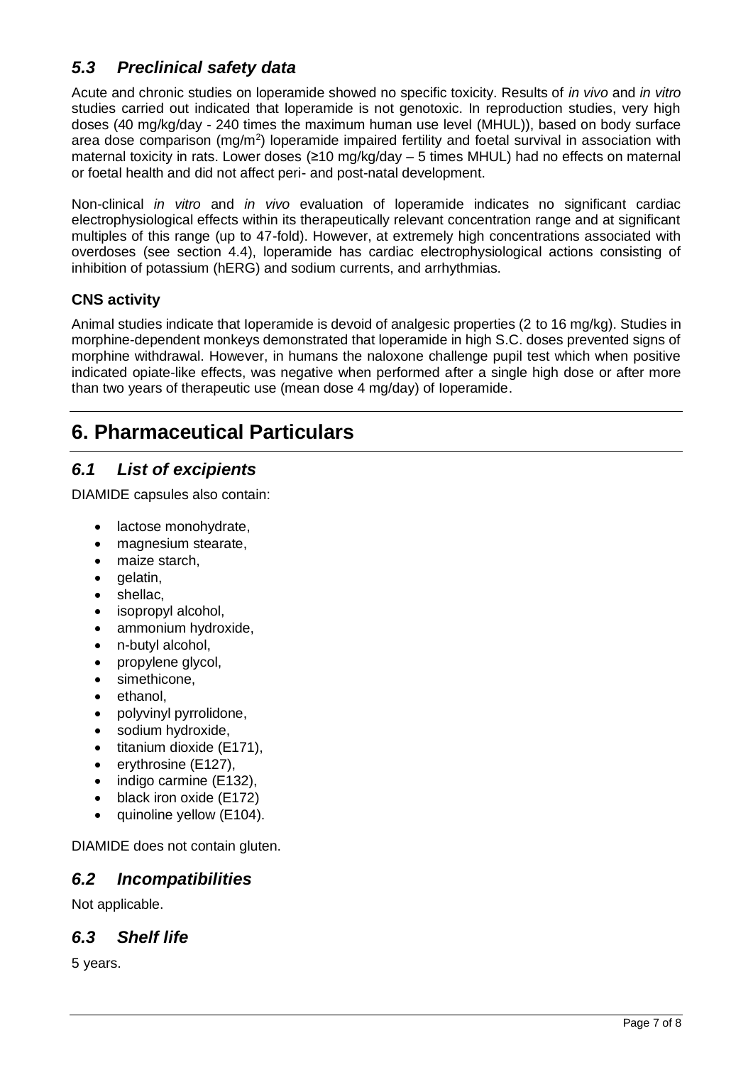### *5.3 Preclinical safety data*

Acute and chronic studies on loperamide showed no specific toxicity. Results of *in vivo* and *in vitro* studies carried out indicated that loperamide is not genotoxic. In reproduction studies, very high doses (40 mg/kg/day - 240 times the maximum human use level (MHUL)), based on body surface area dose comparison (mg/m$^2$) loperamide impaired fertility and foetal survival in association with maternal toxicity in rats. Lower doses (≥10 mg/kg/day – 5 times MHUL) had no effects on maternal or foetal health and did not affect peri- and post-natal development.

Non-clinical *in vitro* and *in vivo* evaluation of loperamide indicates no significant cardiac electrophysiological effects within its therapeutically relevant concentration range and at significant multiples of this range (up to 47-fold). However, at extremely high concentrations associated with overdoses (see section 4.4), loperamide has cardiac electrophysiological actions consisting of inhibition of potassium (hERG) and sodium currents, and arrhythmias.

#### CNS activity

Animal studies indicate that Ioperamide is devoid of analgesic properties (2 to 16 mg/kg). Studies in morphine-dependent monkeys demonstrated that loperamide in high S.C. doses prevented signs of morphine withdrawal. However, in humans the naloxone challenge pupil test which when positive indicated opiate-like effects, was negative when performed after a single high dose or after more than two years of therapeutic use (mean dose 4 mg/day) of Ioperamide.

## 6. Pharmaceutical Particulars

### *6.1 List of excipients*

DIAMIDE capsules also contain:

- lactose monohydrate,
- magnesium stearate,
- maize starch,
- gelatin,
- shellac,
- isopropyl alcohol,
- ammonium hydroxide,
- n-butyl alcohol,
- propylene glycol,
- simethicone,
- ethanol,
- polyvinyl pyrrolidone,
- sodium hydroxide,
- titanium dioxide (E171),
- erythrosine (E127),
- indigo carmine (E132),
- black iron oxide (E172)
- quinoline yellow (E104).

DIAMIDE does not contain gluten.

### *6.2 Incompatibilities*

Not applicable.

### *6.3 Shelf life*

5 years.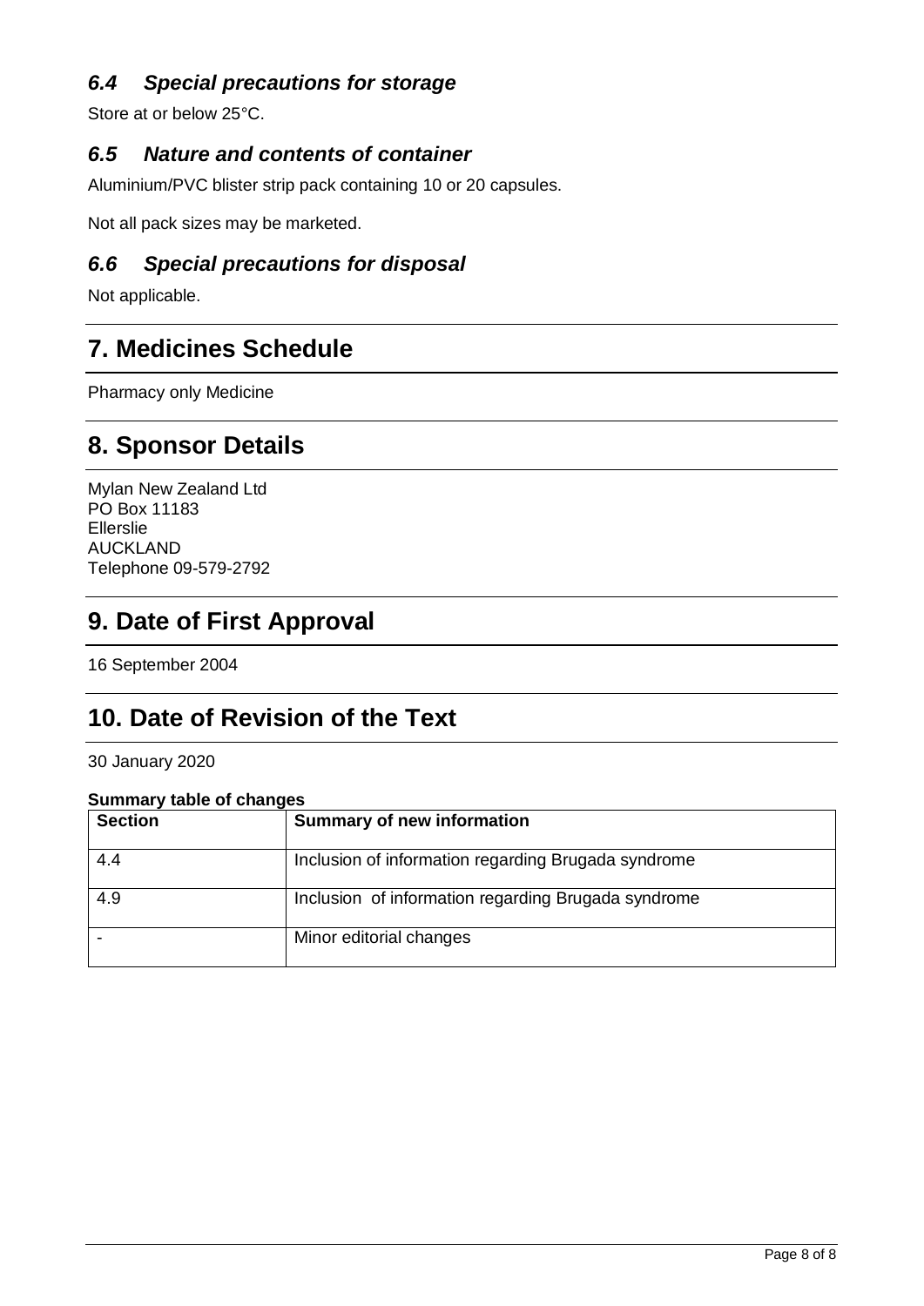### *6.4 Special precautions for storage*

Store at or below 25°C.

### *6.5 Nature and contents of container*

Aluminium/PVC blister strip pack containing 10 or 20 capsules.

Not all pack sizes may be marketed.

### *6.6 Special precautions for disposal*

Not applicable.

## 7. Medicines Schedule

Pharmacy only Medicine

## 8. Sponsor Details

Mylan New Zealand Ltd
PO Box 11183
Ellerslie
AUCKLAND
Telephone 09-579-2792

## 9. Date of First Approval

16 September 2004

## 10. Date of Revision of the Text

30 January 2020

**Summary table of changes**

| Section | Summary of new information |
|---|---|
| 4.4 | Inclusion of information regarding Brugada syndrome |
| 4.9 | Inclusion of information regarding Brugada syndrome |
| - | Minor editorial changes |